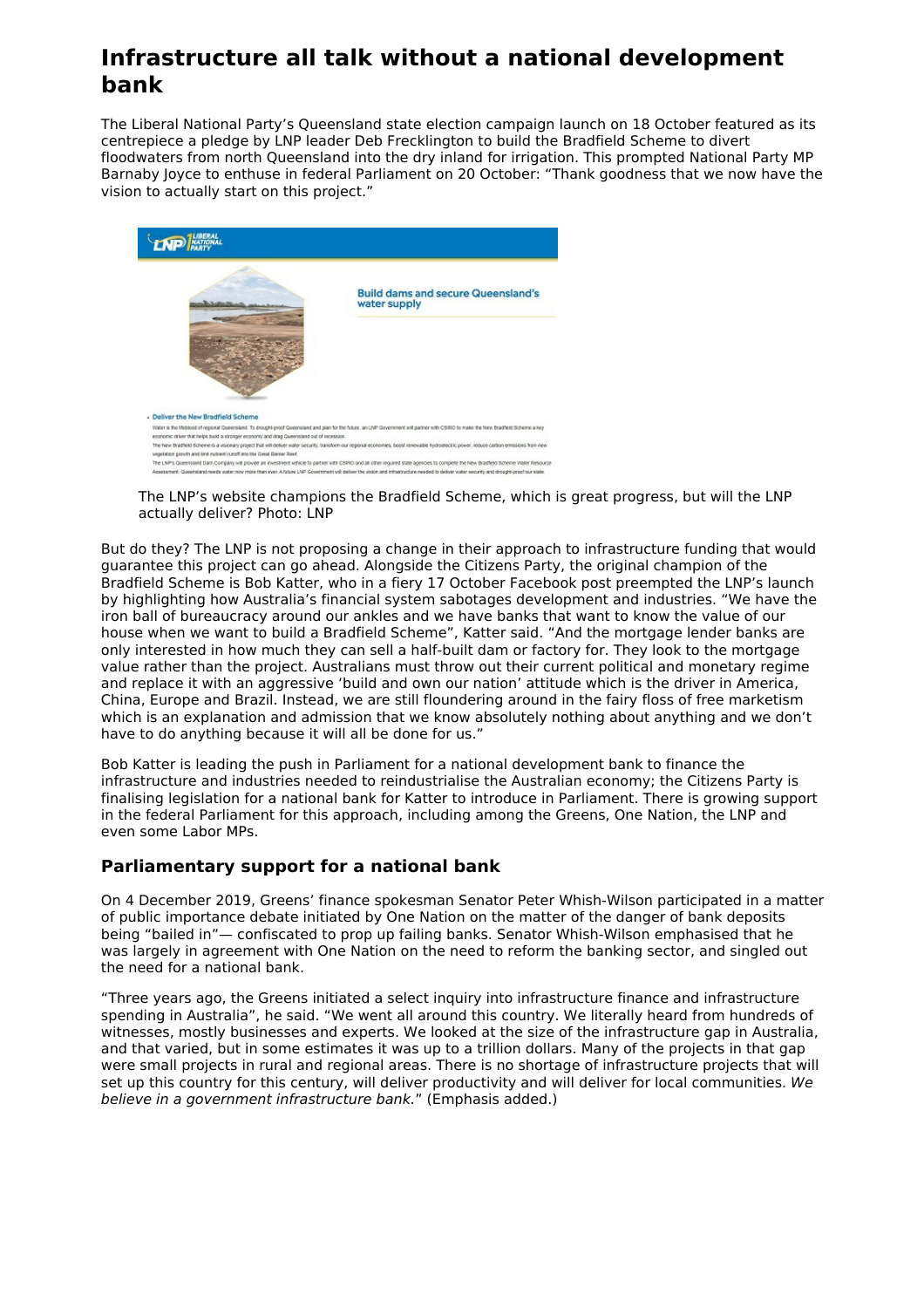# Infrastructure all talk without a national development bank

The Liberal National Party's Queensland state election campaign launch on 18 October featured as its centrepiece a pledge by LNP leader Deb Frecklington to build the Bradfield Scheme to divert floodwaters from north Queensland into the dry inland for irrigation. This prompted National Party MP Barnaby Joyce to enthuse in federal Parliament on 20 October: "Thank goodness that we now have the vision to actually start on this project."

The LNP's website champions the Bradfield Scheme, which is great progress, but will the LNP actually deliver? Photo: LNP

But do they? The LNP is not proposing a change in their approach to infrastructure funding that would guarantee this project can go ahead. Alongside the Citizens Party, the original champion of the Bradfield Scheme is Bob Katter, who in a fiery 17 October Facebook post preempted the LNP's launch by highlighting how Australia's financial system sabotages development and industries. "We have the iron ball of bureaucracy around our ankles and we have banks that want to know the value of our house when we want to build a Bradfield Scheme", Katter said. "And the mortgage lender banks are only interested in how much they can sell a half-built dam or factory for. They look to the mortgage value rather than the project. Australians must throw out their current political and monetary regime and replace it with an aggressive 'build and own our nation' attitude which is the driver in America, China, Europe and Brazil. Instead, we are still floundering around in the fairy floss of free marketism which is an explanation and admission that we know absolutely nothing about anything and we don't have to do anything because it will all be done for us."

Bob Katter is leading the push in Parliament for a national development bank to finance the infrastructure and industries needed to reindustrialise the Australian economy; the Citizens Party is finalising legislation for a national bank for Katter to introduce in Parliament. There is growing support in the federal Parliament for this approach, including among the Greens, One Nation, the LNP and even some Labor MPs.

## Parliamentary support for a national bank

On 4 December 2019, Greens' finance spokesman Senator Peter Whish-Wilson participated in a matter of public importance debate initiated by One Nation on the matter of the danger of bank deposits being "bailed in"— confiscated to prop up failing banks. Senator Whish-Wilson emphasised that he was largely in agreement with One Nation on the need to reform the banking sector, and singled out the need for a national bank.

"Three years ago, the Greens initiated a select inquiry into infrastructure finance and infrastructure spending in Australia", he said. "We went all around this country. We literally heard from hundreds of witnesses, mostly businesses and experts. We looked at the size of the infrastructure gap in Australia, and that varied, but in some estimates it was up to a trillion dollars. Many of the projects in that gap were small projects in rural and regional areas. There is no shortage of infrastructure projects that will set up this country for this century, will deliver productivity and will deliver for local communities. *We believe in a government infrastructure bank.*" (Emphasis added.)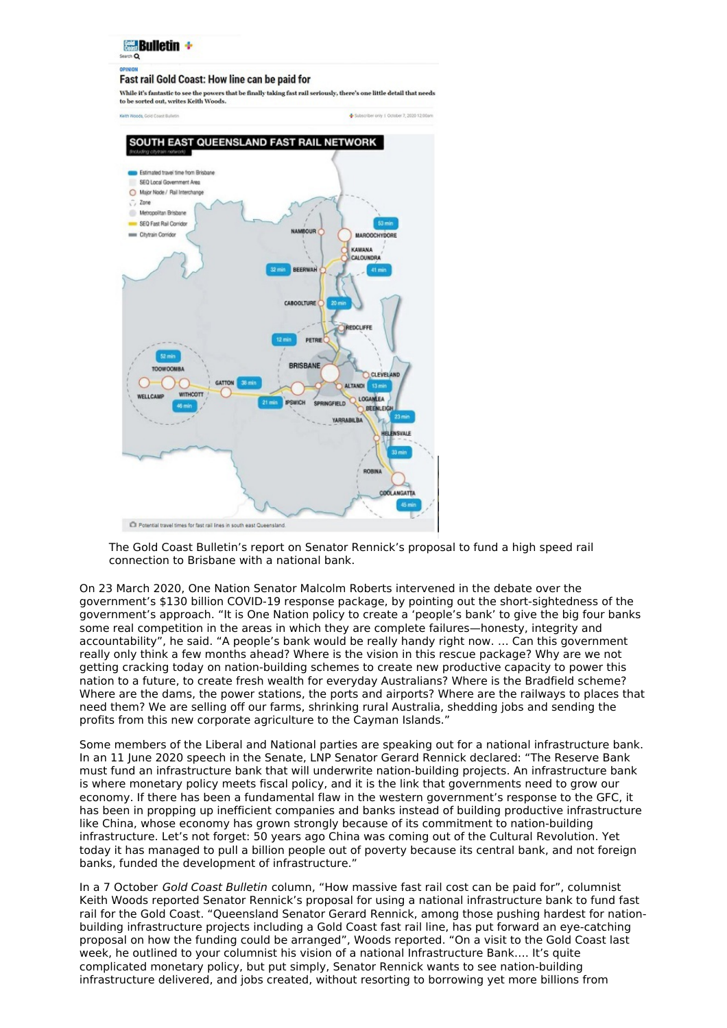The Gold Coast Bulletin's report on Senator Rennick's proposal to fund a high speed rail connection to Brisbane with a national bank.

On 23 March 2020, One Nation Senator Malcolm Roberts intervened in the debate over the government's $130 billion COVID-19 response package, by pointing out the short-sightedness of the government's approach. "It is One Nation policy to create a 'people's bank' to give the big four banks some real competition in the areas in which they are complete failures—honesty, integrity and accountability", he said. "A people's bank would be really handy right now. ... Can this government really only think a few months ahead? Where is the vision in this rescue package? Why are we not getting cracking today on nation-building schemes to create new productive capacity to power this nation to a future, to create fresh wealth for everyday Australians? Where is the Bradfield scheme? Where are the dams, the power stations, the ports and airports? Where are the railways to places that need them? We are selling off our farms, shrinking rural Australia, shedding jobs and sending the profits from this new corporate agriculture to the Cayman Islands."

Some members of the Liberal and National parties are speaking out for a national infrastructure bank. In an 11 June 2020 speech in the Senate, LNP Senator Gerard Rennick declared: "The Reserve Bank must fund an infrastructure bank that will underwrite nation-building projects. An infrastructure bank is where monetary policy meets fiscal policy, and it is the link that governments need to grow our economy. If there has been a fundamental flaw in the western government's response to the GFC, it has been in propping up inefficient companies and banks instead of building productive infrastructure like China, whose economy has grown strongly because of its commitment to nation-building infrastructure. Let's not forget: 50 years ago China was coming out of the Cultural Revolution. Yet today it has managed to pull a billion people out of poverty because its central bank, and not foreign banks, funded the development of infrastructure."

In a 7 October *Gold Coast Bulletin* column, "How massive fast rail cost can be paid for", columnist Keith Woods reported Senator Rennick's proposal for using a national infrastructure bank to fund fast rail for the Gold Coast. "Queensland Senator Gerard Rennick, among those pushing hardest for nation-building infrastructure projects including a Gold Coast fast rail line, has put forward an eye-catching proposal on how the funding could be arranged", Woods reported. "On a visit to the Gold Coast last week, he outlined to your columnist his vision of a national Infrastructure Bank.... It's quite complicated monetary policy, but put simply, Senator Rennick wants to see nation-building infrastructure delivered, and jobs created, without resorting to borrowing yet more billions from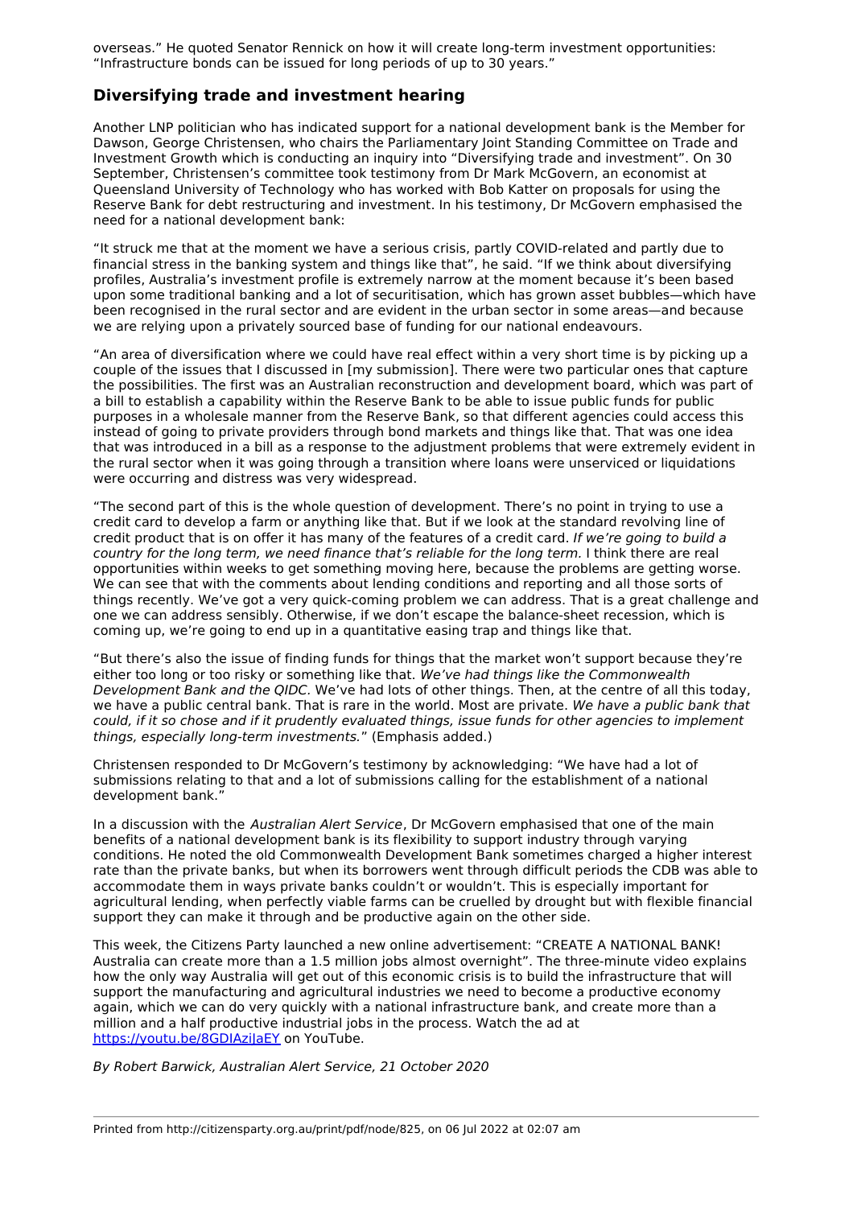overseas." He quoted Senator Rennick on how it will create long-term investment opportunities: "Infrastructure bonds can be issued for long periods of up to 30 years."

## Diversifying trade and investment hearing

Another LNP politician who has indicated support for a national development bank is the Member for Dawson, George Christensen, who chairs the Parliamentary Joint Standing Committee on Trade and Investment Growth which is conducting an inquiry into "Diversifying trade and investment". On 30 September, Christensen's committee took testimony from Dr Mark McGovern, an economist at Queensland University of Technology who has worked with Bob Katter on proposals for using the Reserve Bank for debt restructuring and investment. In his testimony, Dr McGovern emphasised the need for a national development bank:

"It struck me that at the moment we have a serious crisis, partly COVID-related and partly due to financial stress in the banking system and things like that", he said. "If we think about diversifying profiles, Australia's investment profile is extremely narrow at the moment because it's been based upon some traditional banking and a lot of securitisation, which has grown asset bubbles—which have been recognised in the rural sector and are evident in the urban sector in some areas—and because we are relying upon a privately sourced base of funding for our national endeavours.

"An area of diversification where we could have real effect within a very short time is by picking up a couple of the issues that I discussed in [my submission]. There were two particular ones that capture the possibilities. The first was an Australian reconstruction and development board, which was part of a bill to establish a capability within the Reserve Bank to be able to issue public funds for public purposes in a wholesale manner from the Reserve Bank, so that different agencies could access this instead of going to private providers through bond markets and things like that. That was one idea that was introduced in a bill as a response to the adjustment problems that were extremely evident in the rural sector when it was going through a transition where loans were unserviced or liquidations were occurring and distress was very widespread.

"The second part of this is the whole question of development. There's no point in trying to use a credit card to develop a farm or anything like that. But if we look at the standard revolving line of credit product that is on offer it has many of the features of a credit card. *If we're going to build a country for the long term, we need finance that's reliable for the long term.* I think there are real opportunities within weeks to get something moving here, because the problems are getting worse. We can see that with the comments about lending conditions and reporting and all those sorts of things recently. We've got a very quick-coming problem we can address. That is a great challenge and one we can address sensibly. Otherwise, if we don't escape the balance-sheet recession, which is coming up, we're going to end up in a quantitative easing trap and things like that.

"But there's also the issue of finding funds for things that the market won't support because they're either too long or too risky or something like that. *We've had things like the Commonwealth Development Bank and the QIDC.* We've had lots of other things. Then, at the centre of all this today, we have a public central bank. That is rare in the world. Most are private. *We have a public bank that could, if it so chose and if it prudently evaluated things, issue funds for other agencies to implement things, especially long-term investments.*" (Emphasis added.)

Christensen responded to Dr McGovern's testimony by acknowledging: "We have had a lot of submissions relating to that and a lot of submissions calling for the establishment of a national development bank."

In a discussion with the *Australian Alert Service*, Dr McGovern emphasised that one of the main benefits of a national development bank is its flexibility to support industry through varying conditions. He noted the old Commonwealth Development Bank sometimes charged a higher interest rate than the private banks, but when its borrowers went through difficult periods the CDB was able to accommodate them in ways private banks couldn't or wouldn't. This is especially important for agricultural lending, when perfectly viable farms can be cruelled by drought but with flexible financial support they can make it through and be productive again on the other side.

This week, the Citizens Party launched a new online advertisement: "CREATE A NATIONAL BANK! Australia can create more than a 1.5 million jobs almost overnight". The three-minute video explains how the only way Australia will get out of this economic crisis is to build the infrastructure that will support the manufacturing and agricultural industries we need to become a productive economy again, which we can do very quickly with a national infrastructure bank, and create more than a million and a half productive industrial jobs in the process. Watch the ad at [https://youtu.be/8GDIAziJaEY](https://youtu.be/8GDIAziJaEY) on YouTube.

*By Robert Barwick, Australian Alert Service, 21 October 2020*

Printed from http://citizensparty.org.au/print/pdf/node/825, on 06 Jul 2022 at 02:07 am